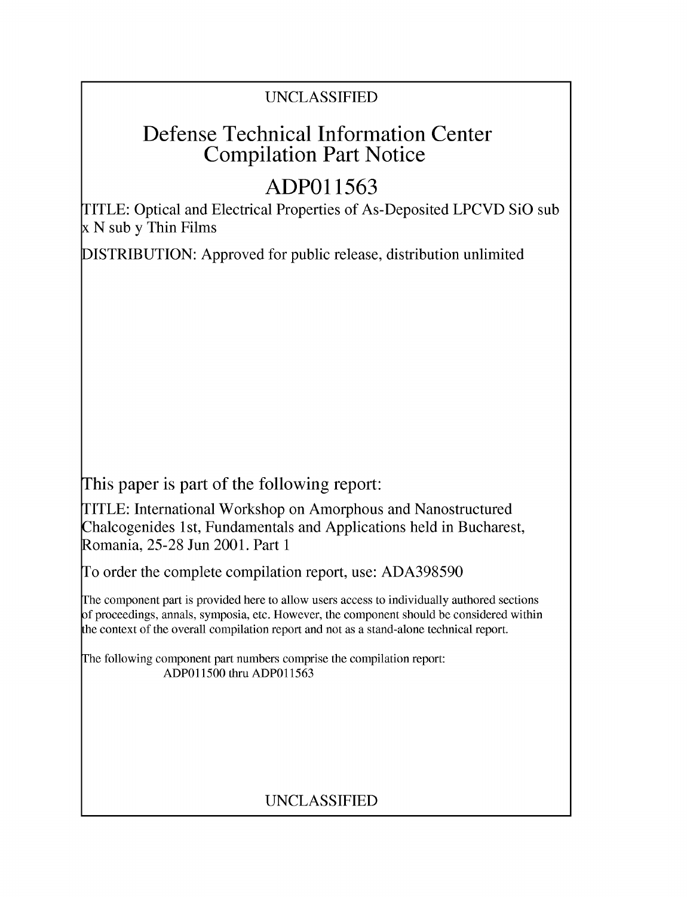UNCLASSIFIED

# Defense Technical Information Center Compilation Part Notice

# ADP011563

TITLE: Optical and Electrical Properties of As-Deposited LPCVD SiO sub x N sub y Thin Films

DISTRIBUTION: Approved for public release, distribution unlimited

This paper is part of the following report:

TITLE: International Workshop on Amorphous and Nanostructured Chalcogenides 1st, Fundamentals and Applications held in Bucharest, Romania, 25-28 Jun 2001. Part 1

To order the complete compilation report, use: ADA398590

The component part is provided here to allow users access to individually authored sections of proceedings, annals, symposia, etc. However, the component should be considered within the context of the overall compilation report and not as a stand-alone technical report.

The following component part numbers comprise the compilation report:
ADP011500 thru ADP011563

UNCLASSIFIED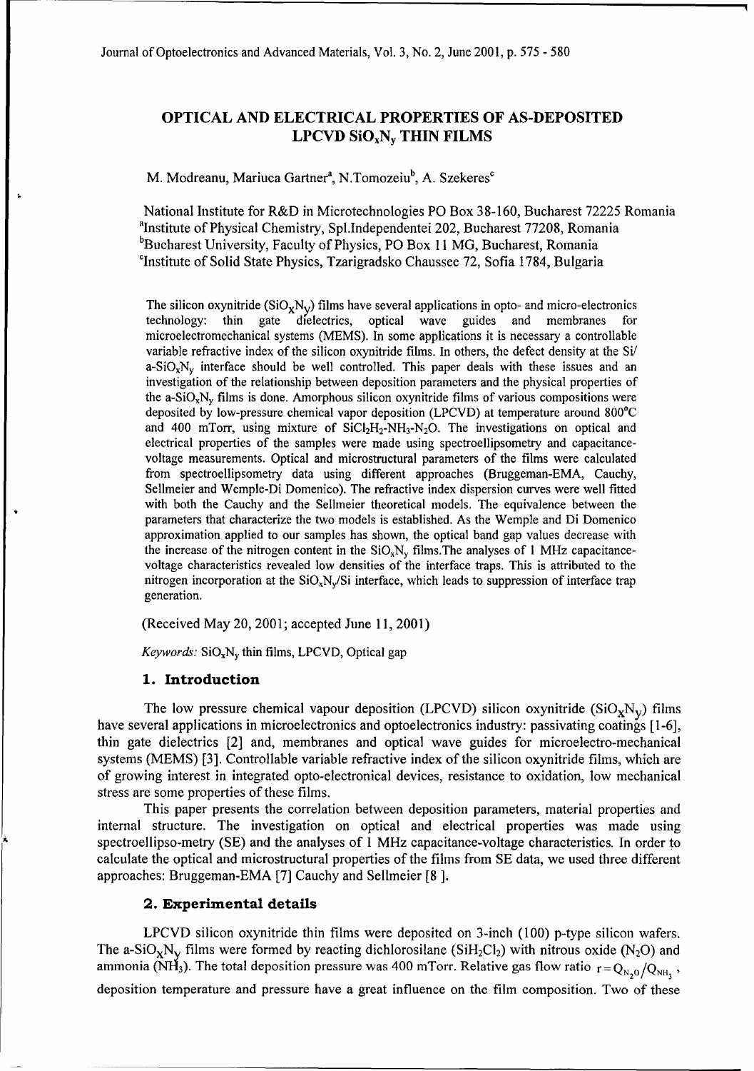# OPTICAL AND ELECTRICAL PROPERTIES OF AS-DEPOSITED LPCVD $SiO_xN_y$ THIN FILMS

M. Modreanu, Mariuca Gartner[a], N.Tomozeiu[b], A. Szekeres[c]

National Institute for R&D in Microtechnologies PO Box 38-160, Bucharest 72225 Romania
[a]Institute of Physical Chemistry, Spl.Independentei 202, Bucharest 77208, Romania
[b]Bucharest University, Faculty of Physics, PO Box 11 MG, Bucharest, Romania
[c]Institute of Solid State Physics, Tzarigradsko Chaussee 72, Sofia 1784, Bulgaria

The silicon oxynitride ($SiO_xN_y$) films have several applications in opto- and micro-electronics technology: thin gate dielectrics, optical wave guides and membranes for microelectromechanical systems (MEMS). In some applications it is necessary a controllable variable refractive index of the silicon oxynitride films. In others, the defect density at the Si/ a-$SiO_xN_y$ interface should be well controlled. This paper deals with these issues and an investigation of the relationship between deposition parameters and the physical properties of the a-$SiO_xN_y$ films is done. Amorphous silicon oxynitride films of various compositions were deposited by low-pressure chemical vapor deposition (LPCVD) at temperature around 800°C and 400 mTorr, using mixture of $SiCl_2H_2$-$NH_3$-$N_2O$. The investigations on optical and electrical properties of the samples were made using spectroellipsometry and capacitance-voltage measurements. Optical and microstructural parameters of the films were calculated from spectroellipsometry data using different approaches (Bruggeman-EMA, Cauchy, Sellmeier and Wemple-Di Domenico). The refractive index dispersion curves were well fitted with both the Cauchy and the Sellmeier theoretical models. The equivalence between the parameters that characterize the two models is established. As the Wemple and Di Domenico approximation applied to our samples has shown, the optical band gap values decrease with the increase of the nitrogen content in the $SiO_xN_y$ films.The analyses of 1 MHz capacitance-voltage characteristics revealed low densities of the interface traps. This is attributed to the nitrogen incorporation at the $SiO_xN_y$/Si interface, which leads to suppression of interface trap generation.

(Received May 20, 2001; accepted June 11, 2001)

*Keywords:* $SiO_xN_y$ thin films, LPCVD, Optical gap

## 1. Introduction

The low pressure chemical vapour deposition (LPCVD) silicon oxynitride ($SiO_xN_y$) films have several applications in microelectronics and optoelectronics industry: passivating coatings [1-6], thin gate dielectrics [2] and, membranes and optical wave guides for microelectro-mechanical systems (MEMS) [3]. Controllable variable refractive index of the silicon oxynitride films, which are of growing interest in integrated opto-electronical devices, resistance to oxidation, low mechanical stress are some properties of these films.

This paper presents the correlation between deposition parameters, material properties and internal structure. The investigation on optical and electrical properties was made using spectroellipso-metry (SE) and the analyses of 1 MHz capacitance-voltage characteristics. In order to calculate the optical and microstructural properties of the films from SE data, we used three different approaches: Bruggeman-EMA [7] Cauchy and Sellmeier [8 ].

## 2. Experimental details

LPCVD silicon oxynitride thin films were deposited on 3-inch (100) p-type silicon wafers. The a-$SiO_xN_y$ films were formed by reacting dichlorosilane ($SiH_2Cl_2$) with nitrous oxide ($N_2O$) and ammonia ($NH_3$). The total deposition pressure was 400 mTorr. Relative gas flow ratio $r = Q_{N_2O}/Q_{NH_3}$, deposition temperature and pressure have a great influence on the film composition. Two of these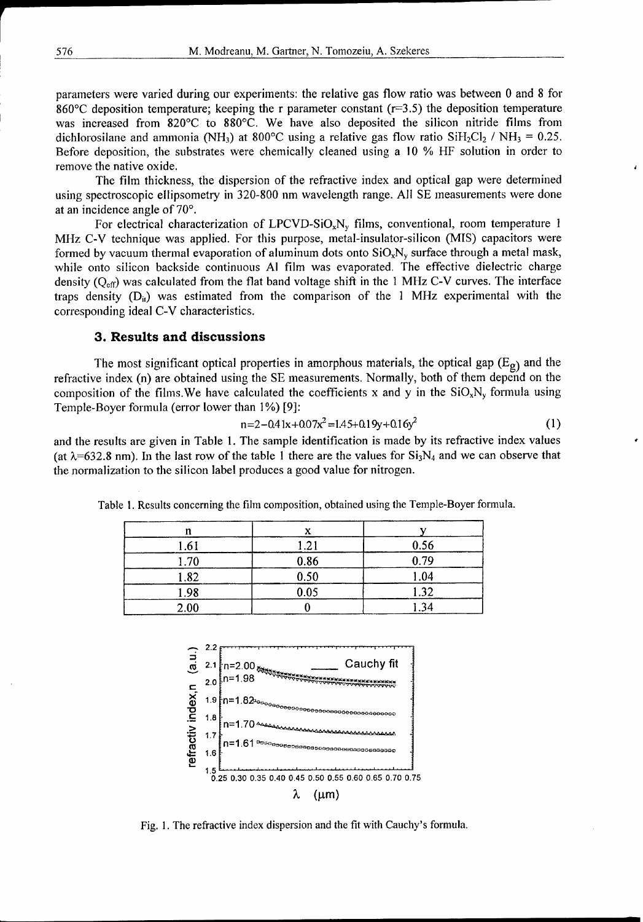parameters were varied during our experiments: the relative gas flow ratio was between 0 and 8 for 860°C deposition temperature; keeping the r parameter constant (r=3.5) the deposition temperature was increased from 820°C to 880°C. We have also deposited the silicon nitride films from dichlorosilane and ammonia ($NH_3$) at 800°C using a relative gas flow ratio $SiH_2Cl_2$ / $NH_3$ = 0.25. Before deposition, the substrates were chemically cleaned using a 10 % HF solution in order to remove the native oxide.

The film thickness, the dispersion of the refractive index and optical gap were determined using spectroscopic ellipsometry in 320-800 nm wavelength range. All SE measurements were done at an incidence angle of 70°.

For electrical characterization of LPCVD-$SiO_xN_y$ films, conventional, room temperature 1 MHz C-V technique was applied. For this purpose, metal-insulator-silicon (MIS) capacitors were formed by vacuum thermal evaporation of aluminum dots onto $SiO_xN_y$ surface through a metal mask, while onto silicon backside continuous Al film was evaporated. The effective dielectric charge density ($Q_{eff}$) was calculated from the flat band voltage shift in the 1 MHz C-V curves. The interface traps density ($D_{it}$) was estimated from the comparison of the 1 MHz experimental with the corresponding ideal C-V characteristics.

## 3. Results and discussions

The most significant optical properties in amorphous materials, the optical gap ($E_g$) and the refractive index (n) are obtained using the SE measurements. Normally, both of them depend on the composition of the films.We have calculated the coefficients x and y in the $SiO_xN_y$ formula using Temple-Boyer formula (error lower than 1%) [9]:

$$n = 2 - 0.41x + 0.07x^2 = 1.45 + 0.19y + 0.16y^2 \qquad (1)$$

and the results are given in Table 1. The sample identification is made by its refractive index values (at λ=632.8 nm). In the last row of the table 1 there are the values for $Si_3N_4$ and we can observe that the normalization to the silicon label produces a good value for nitrogen.

Table 1. Results concerning the film composition, obtained using the Temple-Boyer formula.

| n | x | y |
|---|---|---|
| 1.61 | 1.21 | 0.56 |
| 1.70 | 0.86 | 0.79 |
| 1.82 | 0.50 | 1.04 |
| 1.98 | 0.05 | 1.32 |
| 2.00 | 0 | 1.34 |

Fig. 1. The refractive index dispersion and the fit with Cauchy's formula.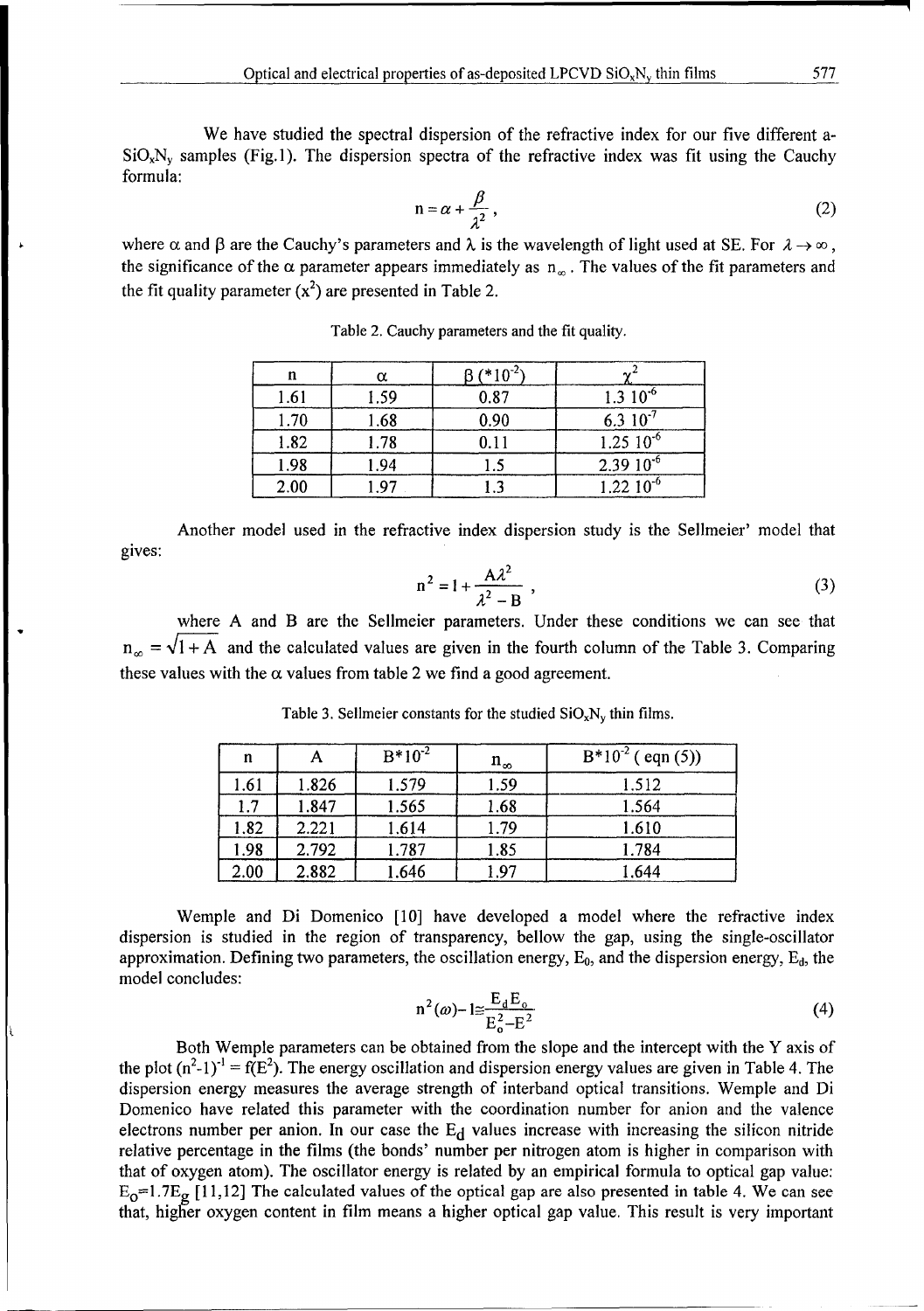We have studied the spectral dispersion of the refractive index for our five different a-$SiO_xN_y$ samples (Fig.1). The dispersion spectra of the refractive index was fit using the Cauchy formula:

$$n = \alpha + \frac{\beta}{\lambda^2}, \tag{2}$$

where α and β are the Cauchy's parameters and λ is the wavelength of light used at SE. For $\lambda \to \infty$, the significance of the α parameter appears immediately as $n_\infty$. The values of the fit parameters and the fit quality parameter ($x^2$) are presented in Table 2.

Table 2. Cauchy parameters and the fit quality.

| n | α | $\beta$ (*$10^{-2}$) | $\chi^2$ |
|---|---|---|---|
| 1.61 | 1.59 | 0.87 | 1.3 $10^{-6}$ |
| 1.70 | 1.68 | 0.90 | 6.3 $10^{-7}$ |
| 1.82 | 1.78 | 0.11 | 1.25 $10^{-6}$ |
| 1.98 | 1.94 | 1.5 | 2.39 $10^{-6}$ |
| 2.00 | 1.97 | 1.3 | 1.22 $10^{-6}$ |

Another model used in the refractive index dispersion study is the Sellmeier' model that gives:

$$n^2 = 1 + \frac{A\lambda^2}{\lambda^2 - B}, \tag{3}$$

where A and B are the Sellmeier parameters. Under these conditions we can see that $n_\infty = \sqrt{1 + A}$ and the calculated values are given in the fourth column of the Table 3. Comparing these values with the α values from table 2 we find a good agreement.

Table 3. Sellmeier constants for the studied $SiO_xN_y$ thin films.

| n | A | B*$10^{-2}$ | $n_\infty$ | B*$10^{-2}$ ( eqn (5)) |
|---|---|---|---|---|
| 1.61 | 1.826 | 1.579 | 1.59 | 1.512 |
| 1.7 | 1.847 | 1.565 | 1.68 | 1.564 |
| 1.82 | 2.221 | 1.614 | 1.79 | 1.610 |
| 1.98 | 2.792 | 1.787 | 1.85 | 1.784 |
| 2.00 | 2.882 | 1.646 | 1.97 | 1.644 |

Wemple and Di Domenico [10] have developed a model where the refractive index dispersion is studied in the region of transparency, bellow the gap, using the single-oscillator approximation. Defining two parameters, the oscillation energy, $E_0$, and the dispersion energy, $E_d$, the model concludes:

$$n^2(\omega) - 1 \cong \frac{E_d E_o}{E_o^2 - E^2} \tag{4}$$

Both Wemple parameters can be obtained from the slope and the intercept with the Y axis of the plot $(n^2-1)^{-1} = f(E^2)$. The energy oscillation and dispersion energy values are given in Table 4. The dispersion energy measures the average strength of interband optical transitions. Wemple and Di Domenico have related this parameter with the coordination number for anion and the valence electrons number per anion. In our case the $E_d$ values increase with increasing the silicon nitride relative percentage in the films (the bonds' number per nitrogen atom is higher in comparison with that of oxygen atom). The oscillator energy is related by an empirical formula to optical gap value: $E_O = 1.7E_g$ [11,12] The calculated values of the optical gap are also presented in table 4. We can see that, higher oxygen content in film means a higher optical gap value. This result is very important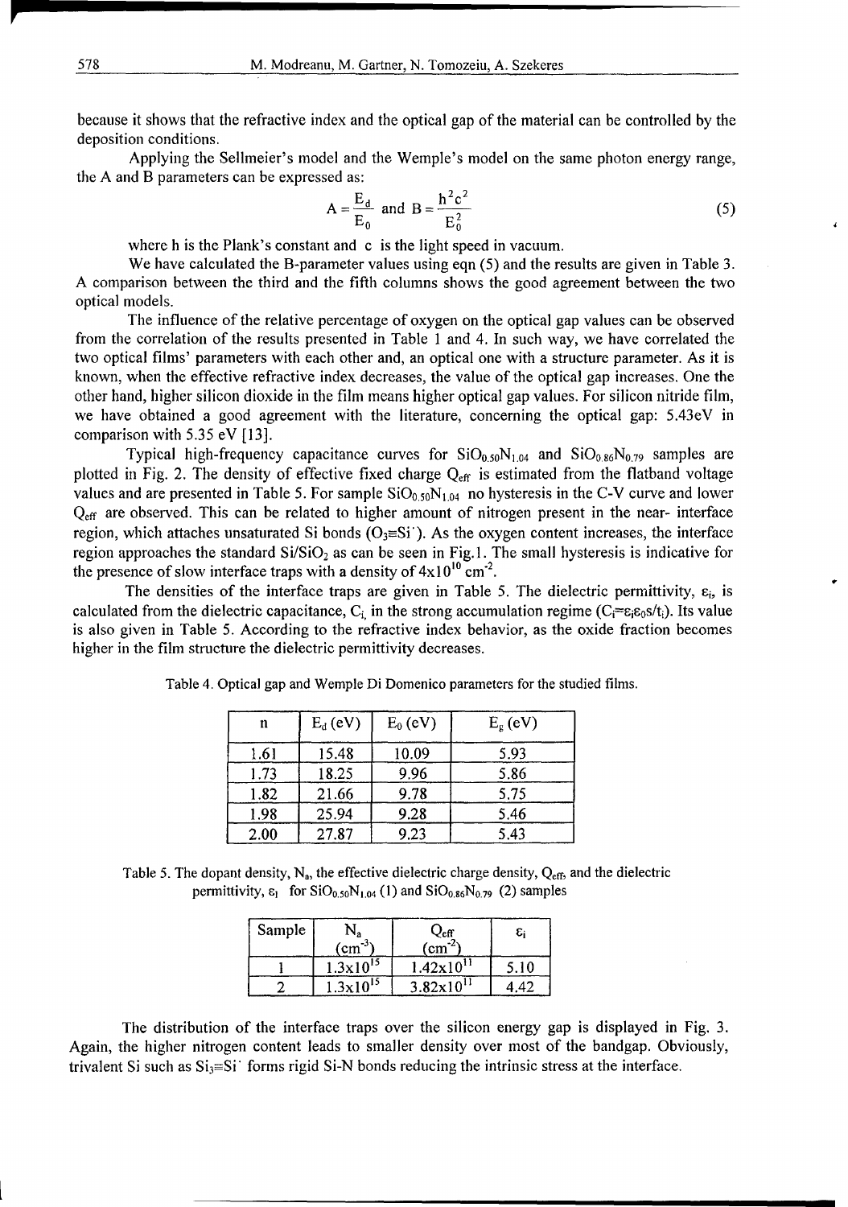because it shows that the refractive index and the optical gap of the material can be controlled by the deposition conditions.

Applying the Sellmeier's model and the Wemple's model on the same photon energy range, the A and B parameters can be expressed as:

$$A = \frac{E_d}{E_0} \text{ and } B = \frac{h^2c^2}{E_0^2} \tag{5}$$

where h is the Plank's constant and c is the light speed in vacuum.

We have calculated the B-parameter values using eqn (5) and the results are given in Table 3. A comparison between the third and the fifth columns shows the good agreement between the two optical models.

The influence of the relative percentage of oxygen on the optical gap values can be observed from the correlation of the results presented in Table 1 and 4. In such way, we have correlated the two optical films' parameters with each other and, an optical one with a structure parameter. As it is known, when the effective refractive index decreases, the value of the optical gap increases. One the other hand, higher silicon dioxide in the film means higher optical gap values. For silicon nitride film, we have obtained a good agreement with the literature, concerning the optical gap: 5.43eV in comparison with 5.35 eV [13].

Typical high-frequency capacitance curves for $SiO_{0.50}N_{1.04}$ and $SiO_{0.86}N_{0.79}$ samples are plotted in Fig. 2. The density of effective fixed charge $Q_{eff}$ is estimated from the flatband voltage values and are presented in Table 5. For sample $SiO_{0.50}N_{1.04}$ no hysteresis in the C-V curve and lower $Q_{eff}$ are observed. This can be related to higher amount of nitrogen present in the near- interface region, which attaches unsaturated Si bonds ($O_3\equiv Si^{\cdot}$). As the oxygen content increases, the interface region approaches the standard $Si/SiO_2$ as can be seen in Fig.1. The small hysteresis is indicative for the presence of slow interface traps with a density of $4\times10^{10}$ $cm^{-2}$.

The densities of the interface traps are given in Table 5. The dielectric permittivity, $\varepsilon_i$, is calculated from the dielectric capacitance, $C_i$ in the strong accumulation regime ($C_i=\varepsilon_i\varepsilon_0 s/t_i$). Its value is also given in Table 5. According to the refractive index behavior, as the oxide fraction becomes higher in the film structure the dielectric permittivity decreases.

Table 4. Optical gap and Wemple Di Domenico parameters for the studied films.

| n | $E_d$ (eV) | $E_0$ (eV) | $E_g$ (eV) |
|---|---|---|---|
| 1.61 | 15.48 | 10.09 | 5.93 |
| 1.73 | 18.25 | 9.96 | 5.86 |
| 1.82 | 21.66 | 9.78 | 5.75 |
| 1.98 | 25.94 | 9.28 | 5.46 |
| 2.00 | 27.87 | 9.23 | 5.43 |

Table 5. The dopant density, $N_a$, the effective dielectric charge density, $Q_{eff}$, and the dielectric permittivity, $\varepsilon_i$ for $SiO_{0.50}N_{1.04}$ (1) and $SiO_{0.86}N_{0.79}$ (2) samples

| Sample | $N_a$ ($cm^{-3}$) | $Q_{eff}$ ($cm^{-2}$) | $\varepsilon_i$ |
|---|---|---|---|
| 1 | $1.3\times10^{15}$ | $1.42\times10^{11}$ | 5.10 |
| 2 | $1.3\times10^{15}$ | $3.82\times10^{11}$ | 4.42 |

The distribution of the interface traps over the silicon energy gap is displayed in Fig. 3. Again, the higher nitrogen content leads to smaller density over most of the bandgap. Obviously, trivalent Si such as $Si_3\equiv Si^{\cdot}$ forms rigid Si-N bonds reducing the intrinsic stress at the interface.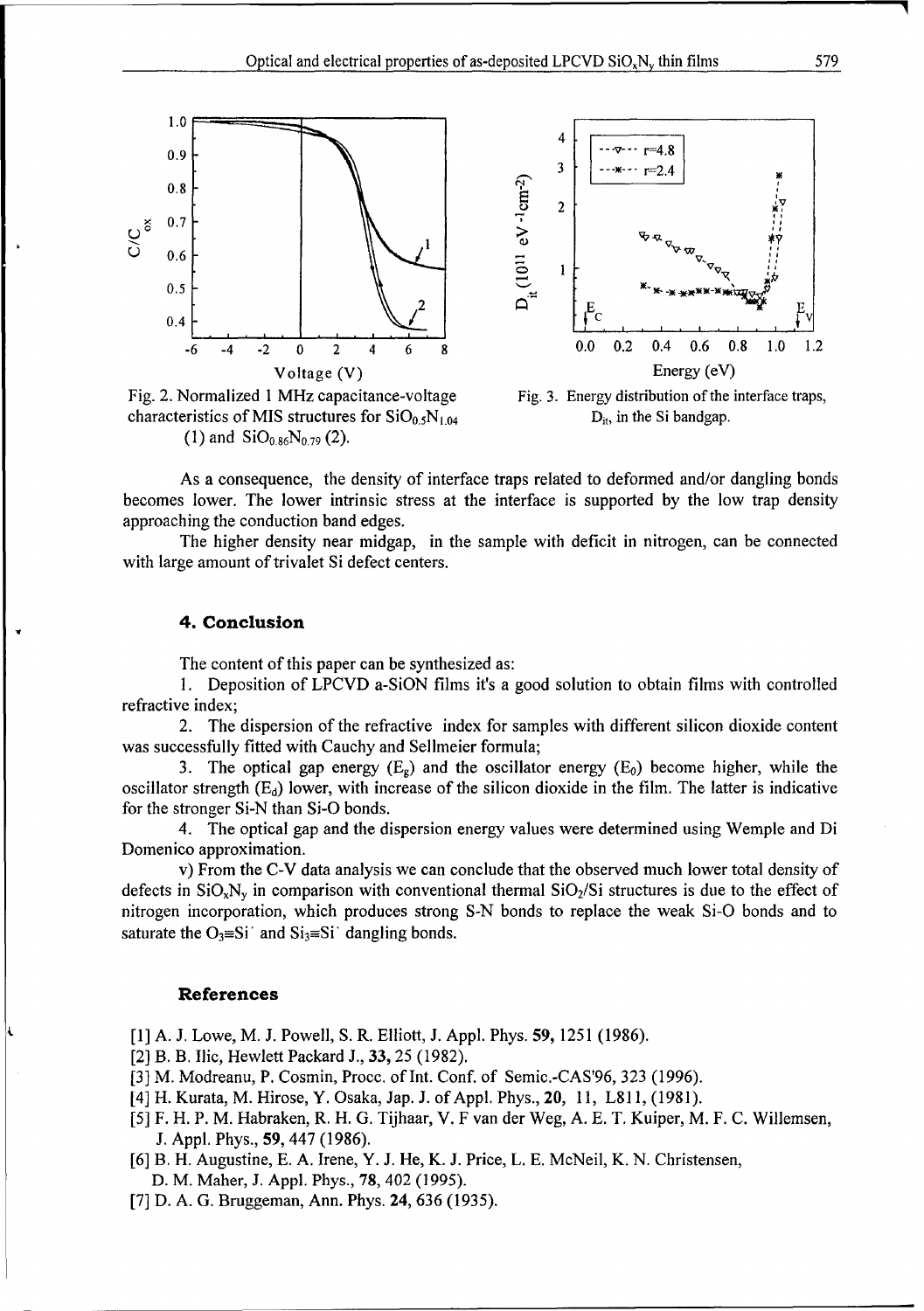Fig. 2. Normalized 1 MHz capacitance-voltage characteristics of MIS structures for $SiO_{0.5}N_{1.04}$ (1) and $SiO_{0.86}N_{0.79}$ (2).

Fig. 3. Energy distribution of the interface traps, $D_{it}$, in the Si bandgap.

As a consequence, the density of interface traps related to deformed and/or dangling bonds becomes lower. The lower intrinsic stress at the interface is supported by the low trap density approaching the conduction band edges.

The higher density near midgap, in the sample with deficit in nitrogen, can be connected with large amount of trivalet Si defect centers.

## 4. Conclusion

The content of this paper can be synthesized as:

1. Deposition of LPCVD a-SiON films it's a good solution to obtain films with controlled refractive index;

2. The dispersion of the refractive index for samples with different silicon dioxide content was successfully fitted with Cauchy and Sellmeier formula;

3. The optical gap energy ($E_g$) and the oscillator energy ($E_0$) become higher, while the oscillator strength ($E_d$) lower, with increase of the silicon dioxide in the film. The latter is indicative for the stronger Si-N than Si-O bonds.

4. The optical gap and the dispersion energy values were determined using Wemple and Di Domenico approximation.

v) From the C-V data analysis we can conclude that the observed much lower total density of defects in $SiO_xN_y$ in comparison with conventional thermal $SiO_2$/Si structures is due to the effect of nitrogen incorporation, which produces strong S-N bonds to replace the weak Si-O bonds and to saturate the $O_3{\equiv}Si^{\cdot}$ and $Si_3{\equiv}Si^{\cdot}$ dangling bonds.

## References

[1] A. J. Lowe, M. J. Powell, S. R. Elliott, J. Appl. Phys. **59**, 1251 (1986).

[2] B. B. Ilic, Hewlett Packard J., **33**, 25 (1982).

[3] M. Modreanu, P. Cosmin, Procc. of Int. Conf. of Semic.-CAS'96, 323 (1996).

[4] H. Kurata, M. Hirose, Y. Osaka, Jap. J. of Appl. Phys., **20**, 11, L811, (1981).

[5] F. H. P. M. Habraken, R. H. G. Tijhaar, V. F van der Weg, A. E. T. Kuiper, M. F. C. Willemsen, J. Appl. Phys., **59**, 447 (1986).

[6] B. H. Augustine, E. A. Irene, Y. J. He, K. J. Price, L. E. McNeil, K. N. Christensen, D. M. Maher, J. Appl. Phys., **78**, 402 (1995).

[7] D. A. G. Bruggeman, Ann. Phys. **24**, 636 (1935).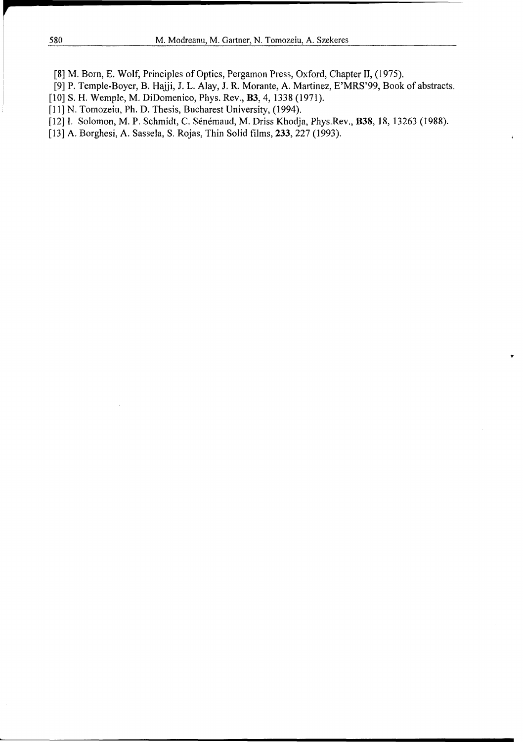[8] M. Born, E. Wolf, Principles of Optics, Pergamon Press, Oxford, Chapter II, (1975).

[9] P. Temple-Boyer, B. Hajji, J. L. Alay, J. R. Morante, A. Martinez, E'MRS'99, Book of abstracts.

[10] S. H. Wemple, M. DiDomenico, Phys. Rev., **B3**, 4, 1338 (1971).

[11] N. Tomozeiu, Ph. D. Thesis, Bucharest University, (1994).

[12] I. Solomon, M. P. Schmidt, C. Sénémaud, M. Driss Khodja, Phys.Rev., **B38**, 18, 13263 (1988).

[13] A. Borghesi, A. Sassela, S. Rojas, Thin Solid films, **233**, 227 (1993).